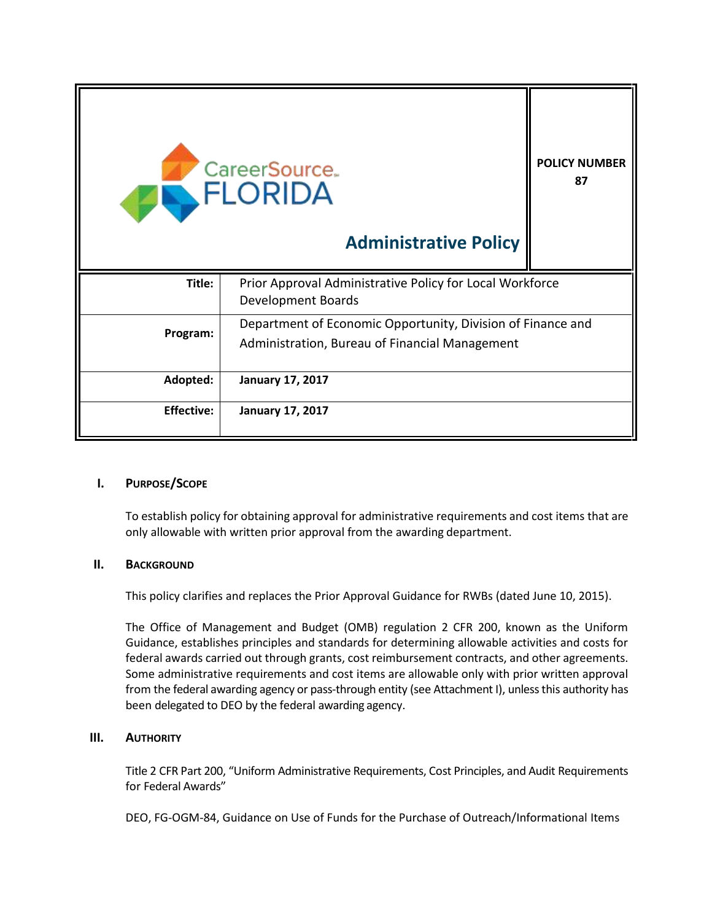| CareerSource FLORIDA<br>**Administrative Policy** | **POLICY NUMBER 87** |
|---|---|

| | |
|---|---|
| **Title:** | Prior Approval Administrative Policy for Local Workforce Development Boards |
| **Program:** | Department of Economic Opportunity, Division of Finance and Administration, Bureau of Financial Management |
| **Adopted:** | **January 17, 2017** |
| **Effective:** | **January 17, 2017** |

## I. PURPOSE/SCOPE

To establish policy for obtaining approval for administrative requirements and cost items that are only allowable with written prior approval from the awarding department.

## II. BACKGROUND

This policy clarifies and replaces the Prior Approval Guidance for RWBs (dated June 10, 2015).

The Office of Management and Budget (OMB) regulation 2 CFR 200, known as the Uniform Guidance, establishes principles and standards for determining allowable activities and costs for federal awards carried out through grants, cost reimbursement contracts, and other agreements. Some administrative requirements and cost items are allowable only with prior written approval from the federal awarding agency or pass-through entity (see Attachment I), unless this authority has been delegated to DEO by the federal awarding agency.

## III. AUTHORITY

Title 2 CFR Part 200, "Uniform Administrative Requirements, Cost Principles, and Audit Requirements for Federal Awards"

DEO, FG-OGM-84, Guidance on Use of Funds for the Purchase of Outreach/Informational Items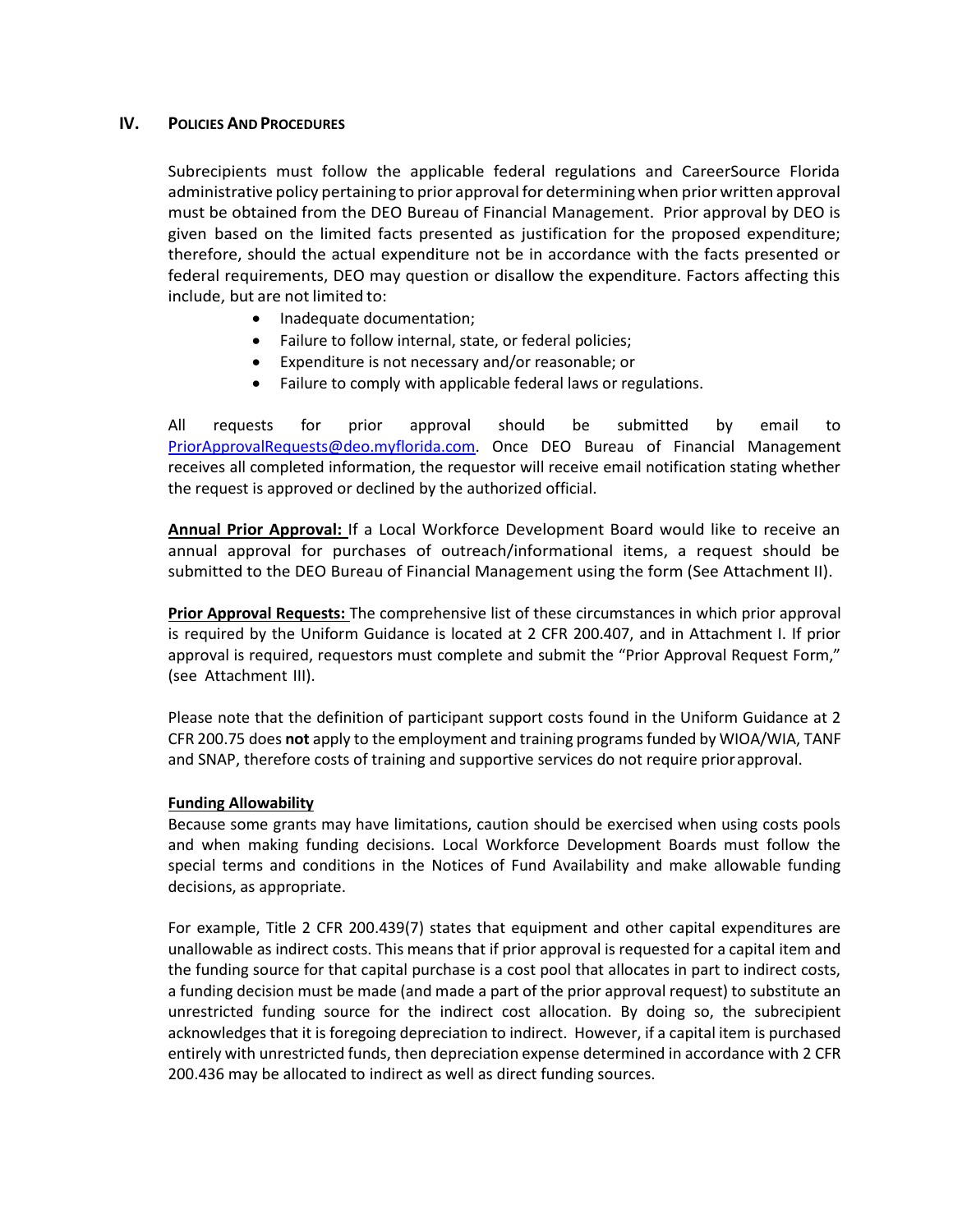## IV. POLICIES AND PROCEDURES

Subrecipients must follow the applicable federal regulations and CareerSource Florida administrative policy pertaining to prior approval for determining when prior written approval must be obtained from the DEO Bureau of Financial Management. Prior approval by DEO is given based on the limited facts presented as justification for the proposed expenditure; therefore, should the actual expenditure not be in accordance with the facts presented or federal requirements, DEO may question or disallow the expenditure. Factors affecting this include, but are not limited to:

- Inadequate documentation;
- Failure to follow internal, state, or federal policies;
- Expenditure is not necessary and/or reasonable; or
- Failure to comply with applicable federal laws or regulations.

All requests for prior approval should be submitted by email to PriorApprovalRequests@deo.myflorida.com. Once DEO Bureau of Financial Management receives all completed information, the requestor will receive email notification stating whether the request is approved or declined by the authorized official.

**Annual Prior Approval:** If a Local Workforce Development Board would like to receive an annual approval for purchases of outreach/informational items, a request should be submitted to the DEO Bureau of Financial Management using the form (See Attachment II).

**Prior Approval Requests:** The comprehensive list of these circumstances in which prior approval is required by the Uniform Guidance is located at 2 CFR 200.407, and in Attachment I. If prior approval is required, requestors must complete and submit the "Prior Approval Request Form," (see Attachment III).

Please note that the definition of participant support costs found in the Uniform Guidance at 2 CFR 200.75 does **not** apply to the employment and training programs funded by WIOA/WIA, TANF and SNAP, therefore costs of training and supportive services do not require prior approval.

**Funding Allowability**

Because some grants may have limitations, caution should be exercised when using costs pools and when making funding decisions. Local Workforce Development Boards must follow the special terms and conditions in the Notices of Fund Availability and make allowable funding decisions, as appropriate.

For example, Title 2 CFR 200.439(7) states that equipment and other capital expenditures are unallowable as indirect costs. This means that if prior approval is requested for a capital item and the funding source for that capital purchase is a cost pool that allocates in part to indirect costs, a funding decision must be made (and made a part of the prior approval request) to substitute an unrestricted funding source for the indirect cost allocation. By doing so, the subrecipient acknowledges that it is foregoing depreciation to indirect. However, if a capital item is purchased entirely with unrestricted funds, then depreciation expense determined in accordance with 2 CFR 200.436 may be allocated to indirect as well as direct funding sources.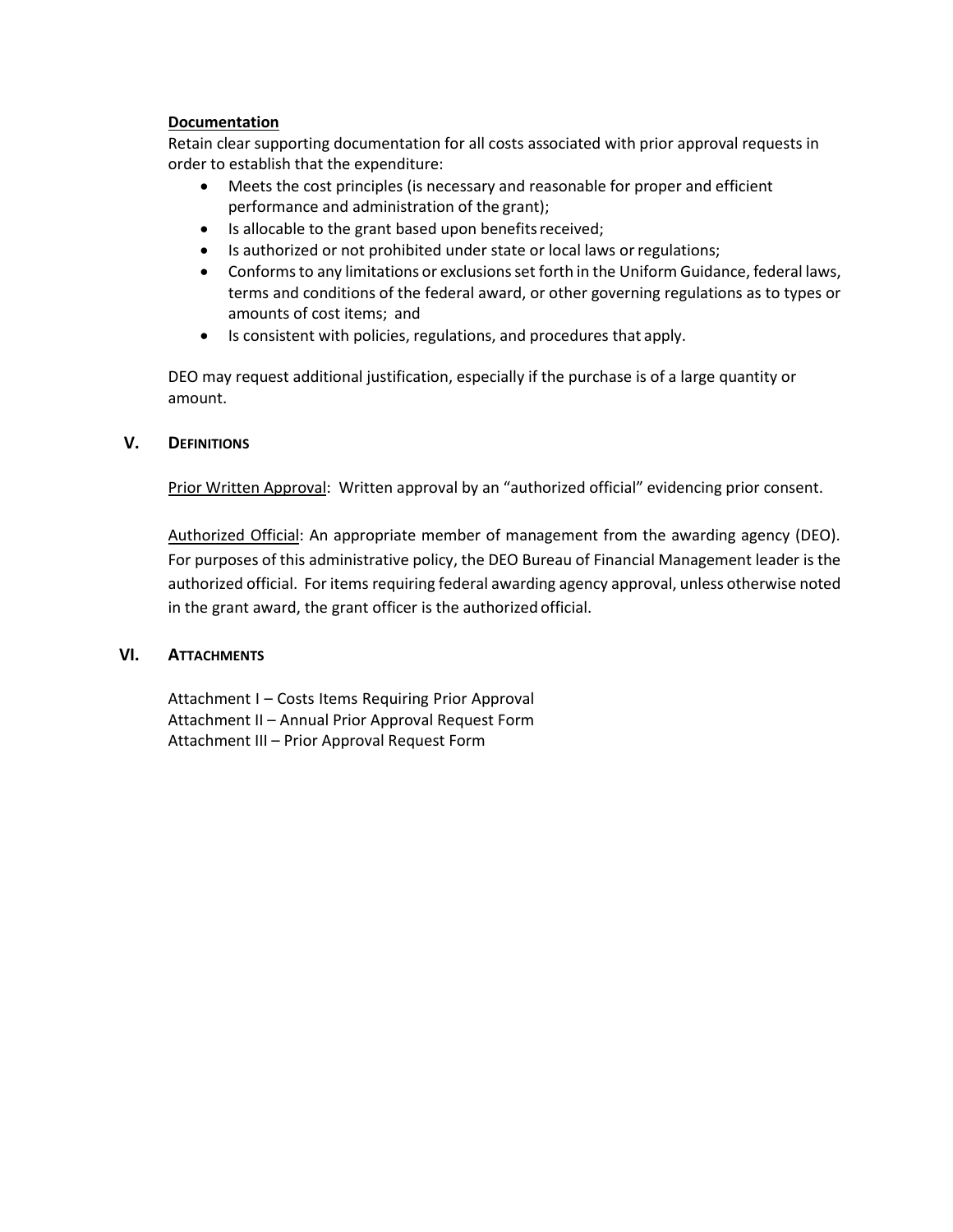**Documentation**

Retain clear supporting documentation for all costs associated with prior approval requests in order to establish that the expenditure:

- Meets the cost principles (is necessary and reasonable for proper and efficient performance and administration of the grant);
- Is allocable to the grant based upon benefits received;
- Is authorized or not prohibited under state or local laws or regulations;
- Conforms to any limitations or exclusions set forth in the Uniform Guidance, federal laws, terms and conditions of the federal award, or other governing regulations as to types or amounts of cost items; and
- Is consistent with policies, regulations, and procedures that apply.

DEO may request additional justification, especially if the purchase is of a large quantity or amount.

## V. DEFINITIONS

Prior Written Approval: Written approval by an "authorized official" evidencing prior consent.

Authorized Official: An appropriate member of management from the awarding agency (DEO). For purposes of this administrative policy, the DEO Bureau of Financial Management leader is the authorized official. For items requiring federal awarding agency approval, unless otherwise noted in the grant award, the grant officer is the authorized official.

## VI. ATTACHMENTS

Attachment I – Costs Items Requiring Prior Approval
Attachment II – Annual Prior Approval Request Form
Attachment III – Prior Approval Request Form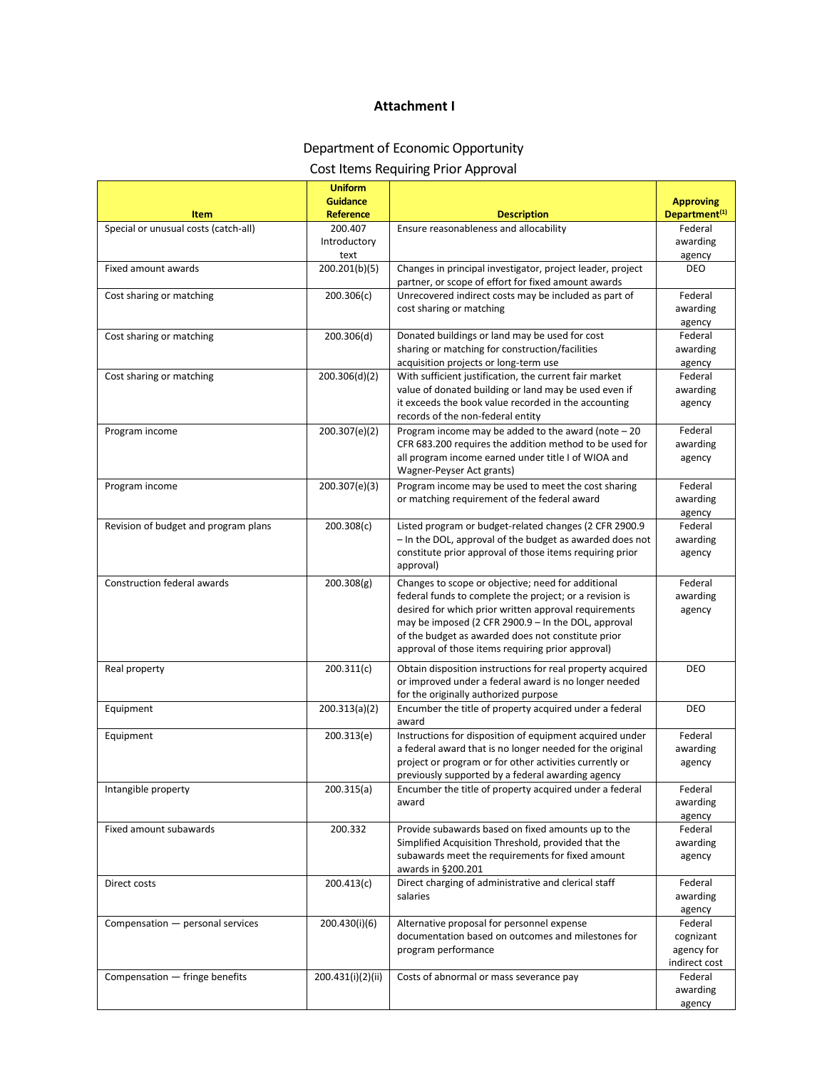# Attachment I

Department of Economic Opportunity

Cost Items Requiring Prior Approval

| Item | Uniform Guidance Reference | Description | Approving Department[1] |
|---|---|---|---|
| Special or unusual costs (catch-all) | 200.407 Introductory text | Ensure reasonableness and allocability | Federal awarding agency |
| Fixed amount awards | 200.201(b)(5) | Changes in principal investigator, project leader, project partner, or scope of effort for fixed amount awards | DEO |
| Cost sharing or matching | 200.306(c) | Unrecovered indirect costs may be included as part of cost sharing or matching | Federal awarding agency |
| Cost sharing or matching | 200.306(d) | Donated buildings or land may be used for cost sharing or matching for construction/facilities acquisition projects or long-term use | Federal awarding agency |
| Cost sharing or matching | 200.306(d)(2) | With sufficient justification, the current fair market value of donated building or land may be used even if it exceeds the book value recorded in the accounting records of the non-federal entity | Federal awarding agency |
| Program income | 200.307(e)(2) | Program income may be added to the award (note – 20 CFR 683.200 requires the addition method to be used for all program income earned under title I of WIOA and Wagner-Peyser Act grants) | Federal awarding agency |
| Program income | 200.307(e)(3) | Program income may be used to meet the cost sharing or matching requirement of the federal award | Federal awarding agency |
| Revision of budget and program plans | 200.308(c) | Listed program or budget-related changes (2 CFR 2900.9 – In the DOL, approval of the budget as awarded does not constitute prior approval of those items requiring prior approval) | Federal awarding agency |
| Construction federal awards | 200.308(g) | Changes to scope or objective; need for additional federal funds to complete the project; or a revision is desired for which prior written approval requirements may be imposed (2 CFR 2900.9 – In the DOL, approval of the budget as awarded does not constitute prior approval of those items requiring prior approval) | Federal awarding agency |
| Real property | 200.311(c) | Obtain disposition instructions for real property acquired or improved under a federal award is no longer needed for the originally authorized purpose | DEO |
| Equipment | 200.313(a)(2) | Encumber the title of property acquired under a federal award | DEO |
| Equipment | 200.313(e) | Instructions for disposition of equipment acquired under a federal award that is no longer needed for the original project or program or for other activities currently or previously supported by a federal awarding agency | Federal awarding agency |
| Intangible property | 200.315(a) | Encumber the title of property acquired under a federal award | Federal awarding agency |
| Fixed amount subawards | 200.332 | Provide subawards based on fixed amounts up to the Simplified Acquisition Threshold, provided that the subawards meet the requirements for fixed amount awards in §200.201 | Federal awarding agency |
| Direct costs | 200.413(c) | Direct charging of administrative and clerical staff salaries | Federal awarding agency |
| Compensation — personal services | 200.430(i)(6) | Alternative proposal for personnel expense documentation based on outcomes and milestones for program performance | Federal cognizant agency for indirect cost |
| Compensation — fringe benefits | 200.431(i)(2)(ii) | Costs of abnormal or mass severance pay | Federal awarding agency |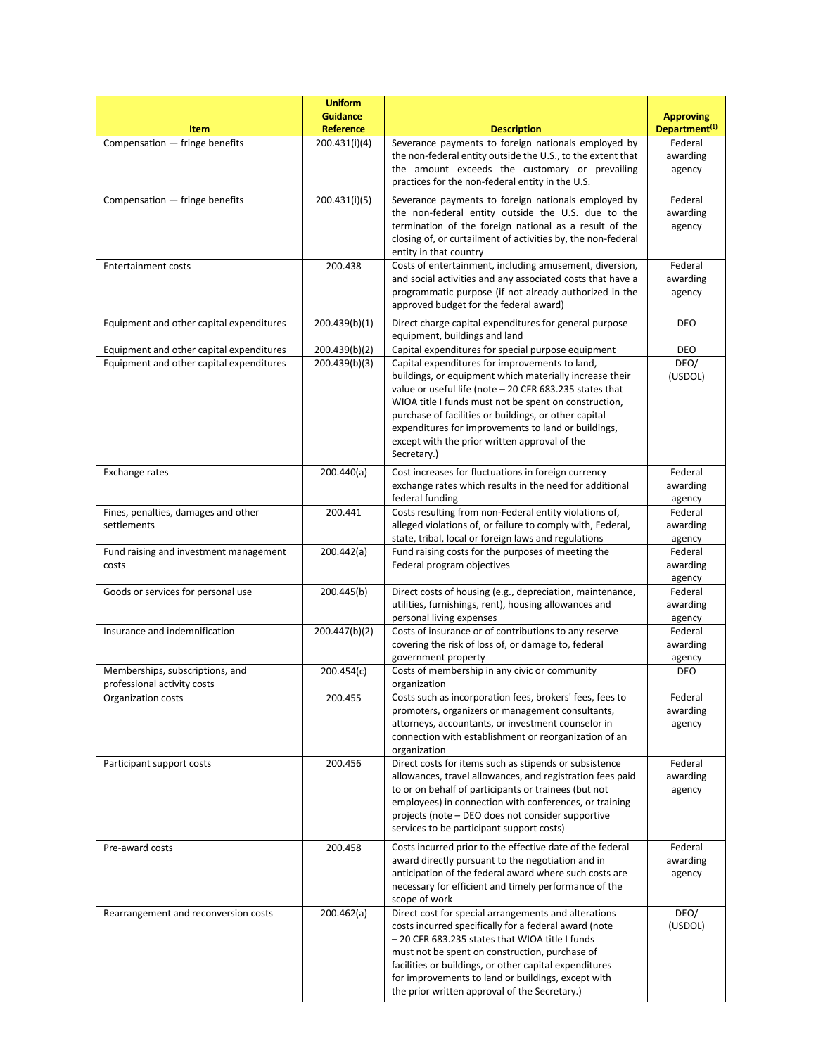| Item | Uniform Guidance Reference | Description | Approving Department[1] |
|---|---|---|---|
| Compensation — fringe benefits | 200.431(i)(4) | Severance payments to foreign nationals employed by the non-federal entity outside the U.S., to the extent that the amount exceeds the customary or prevailing practices for the non-federal entity in the U.S. | Federal awarding agency |
| Compensation — fringe benefits | 200.431(i)(5) | Severance payments to foreign nationals employed by the non-federal entity outside the U.S. due to the termination of the foreign national as a result of the closing of, or curtailment of activities by, the non-federal entity in that country | Federal awarding agency |
| Entertainment costs | 200.438 | Costs of entertainment, including amusement, diversion, and social activities and any associated costs that have a programmatic purpose (if not already authorized in the approved budget for the federal award) | Federal awarding agency |
| Equipment and other capital expenditures | 200.439(b)(1) | Direct charge capital expenditures for general purpose equipment, buildings and land | DEO |
| Equipment and other capital expenditures | 200.439(b)(2) | Capital expenditures for special purpose equipment | DEO |
| Equipment and other capital expenditures | 200.439(b)(3) | Capital expenditures for improvements to land, buildings, or equipment which materially increase their value or useful life (note – 20 CFR 683.235 states that WIOA title I funds must not be spent on construction, purchase of facilities or buildings, or other capital expenditures for improvements to land or buildings, except with the prior written approval of the Secretary.) | DEO/ (USDOL) |
| Exchange rates | 200.440(a) | Cost increases for fluctuations in foreign currency exchange rates which results in the need for additional federal funding | Federal awarding agency |
| Fines, penalties, damages and other settlements | 200.441 | Costs resulting from non-Federal entity violations of, alleged violations of, or failure to comply with, Federal, state, tribal, local or foreign laws and regulations | Federal awarding agency |
| Fund raising and investment management costs | 200.442(a) | Fund raising costs for the purposes of meeting the Federal program objectives | Federal awarding agency |
| Goods or services for personal use | 200.445(b) | Direct costs of housing (e.g., depreciation, maintenance, utilities, furnishings, rent), housing allowances and personal living expenses | Federal awarding agency |
| Insurance and indemnification | 200.447(b)(2) | Costs of insurance or of contributions to any reserve covering the risk of loss of, or damage to, federal government property | Federal awarding agency |
| Memberships, subscriptions, and professional activity costs | 200.454(c) | Costs of membership in any civic or community organization | DEO |
| Organization costs | 200.455 | Costs such as incorporation fees, brokers' fees, fees to promoters, organizers or management consultants, attorneys, accountants, or investment counselor in connection with establishment or reorganization of an organization | Federal awarding agency |
| Participant support costs | 200.456 | Direct costs for items such as stipends or subsistence allowances, travel allowances, and registration fees paid to or on behalf of participants or trainees (but not employees) in connection with conferences, or training projects (note – DEO does not consider supportive services to be participant support costs) | Federal awarding agency |
| Pre-award costs | 200.458 | Costs incurred prior to the effective date of the federal award directly pursuant to the negotiation and in anticipation of the federal award where such costs are necessary for efficient and timely performance of the scope of work | Federal awarding agency |
| Rearrangement and reconversion costs | 200.462(a) | Direct cost for special arrangements and alterations costs incurred specifically for a federal award (note – 20 CFR 683.235 states that WIOA title I funds must not be spent on construction, purchase of facilities or buildings, or other capital expenditures for improvements to land or buildings, except with the prior written approval of the Secretary.) | DEO/ (USDOL) |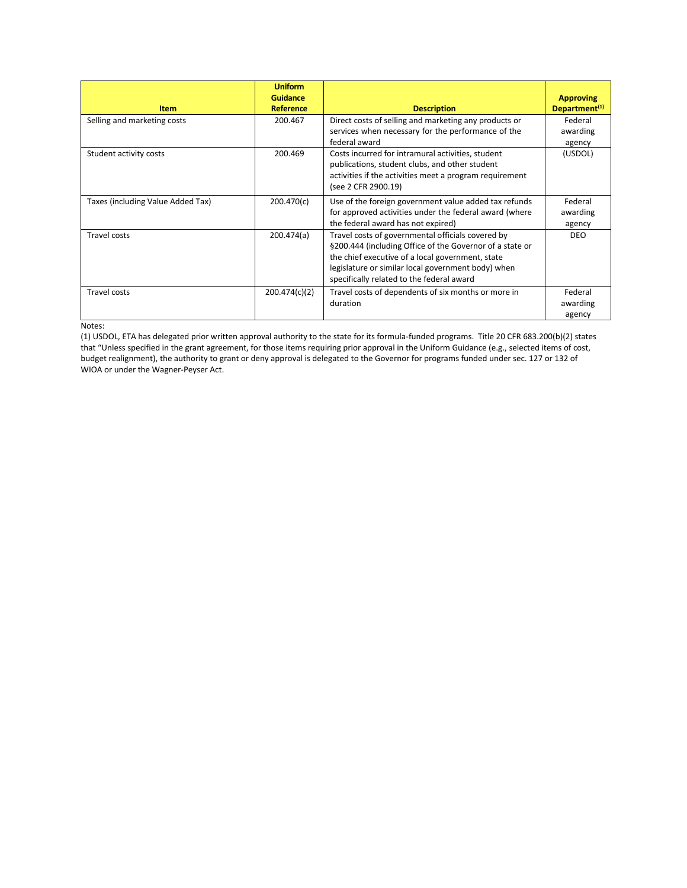| Item | Uniform Guidance Reference | Description | Approving Department[(1)] |
|---|---|---|---|
| Selling and marketing costs | 200.467 | Direct costs of selling and marketing any products or services when necessary for the performance of the federal award | Federal awarding agency |
| Student activity costs | 200.469 | Costs incurred for intramural activities, student publications, student clubs, and other student activities if the activities meet a program requirement (see 2 CFR 2900.19) | (USDOL) |
| Taxes (including Value Added Tax) | 200.470(c) | Use of the foreign government value added tax refunds for approved activities under the federal award (where the federal award has not expired) | Federal awarding agency |
| Travel costs | 200.474(a) | Travel costs of governmental officials covered by §200.444 (including Office of the Governor of a state or the chief executive of a local government, state legislature or similar local government body) when specifically related to the federal award | DEO |
| Travel costs | 200.474(c)(2) | Travel costs of dependents of six months or more in duration | Federal awarding agency |

Notes:

(1) USDOL, ETA has delegated prior written approval authority to the state for its formula-funded programs. Title 20 CFR 683.200(b)(2) states that "Unless specified in the grant agreement, for those items requiring prior approval in the Uniform Guidance (e.g., selected items of cost, budget realignment), the authority to grant or deny approval is delegated to the Governor for programs funded under sec. 127 or 132 of WIOA or under the Wagner-Peyser Act.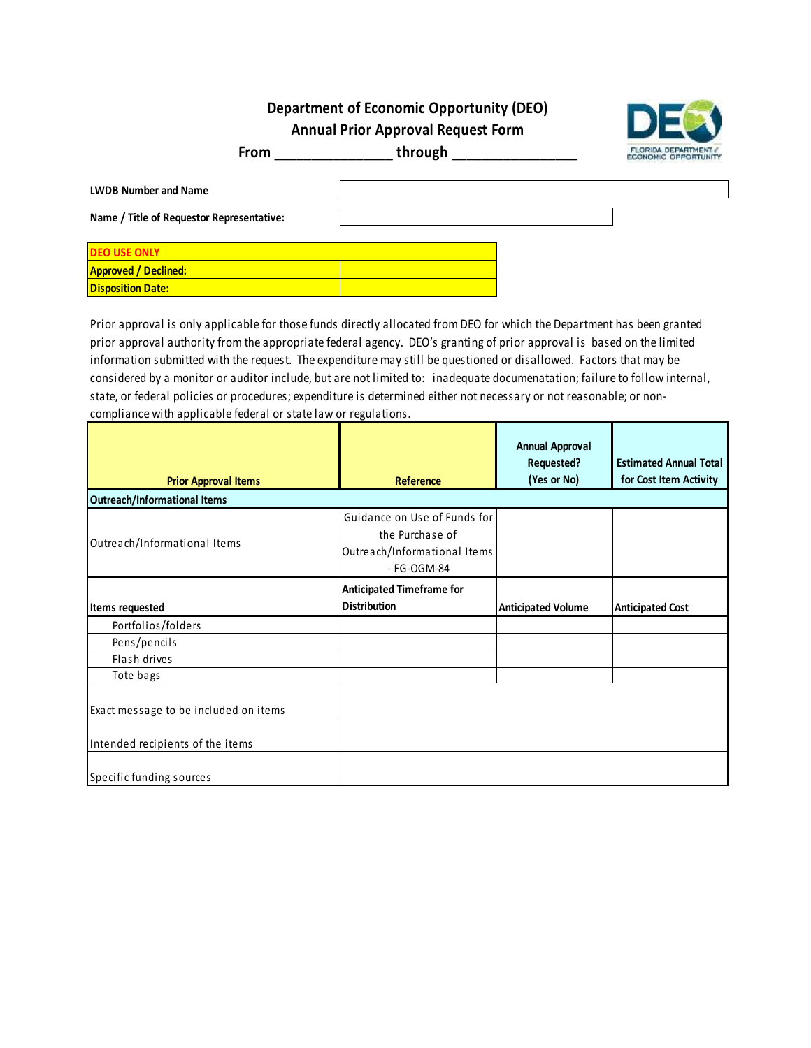# Department of Economic Opportunity (DEO)
## Annual Prior Approval Request Form
**From _______________ through _______________**

| | |
|---|---|
| **LWDB Number and Name** | |
| **Name / Title of Requestor Representative:** | |

| DEO USE ONLY | |
|---|---|
| **Approved / Declined:** | |
| **Disposition Date:** | |

Prior approval is only applicable for those funds directly allocated from DEO for which the Department has been granted prior approval authority from the appropriate federal agency. DEO's granting of prior approval is based on the limited information submitted with the request. The expenditure may still be questioned or disallowed. Factors that may be considered by a monitor or auditor include, but are not limited to: inadequate documenatation; failure to follow internal, state, or federal policies or procedures; expenditure is determined either not necessary or not reasonable; or non-compliance with applicable federal or state law or regulations.

| Prior Approval Items | Reference | Annual Approval Requested? (Yes or No) | Estimated Annual Total for Cost Item Activity |
|---|---|---|---|
| **Outreach/Informational Items** | | | |
| Outreach/Informational Items | Guidance on Use of Funds for the Purchase of Outreach/Informational Items - FG-OGM-84 | | |
| **Items requested** | **Anticipated Timeframe for Distribution** | **Anticipated Volume** | **Anticipated Cost** |
| Portfolios/folders | | | |
| Pens/pencils | | | |
| Flash drives | | | |
| Tote bags | | | |
| Exact message to be included on items | | | |
| Intended recipients of the items | | | |
| Specific funding sources | | | |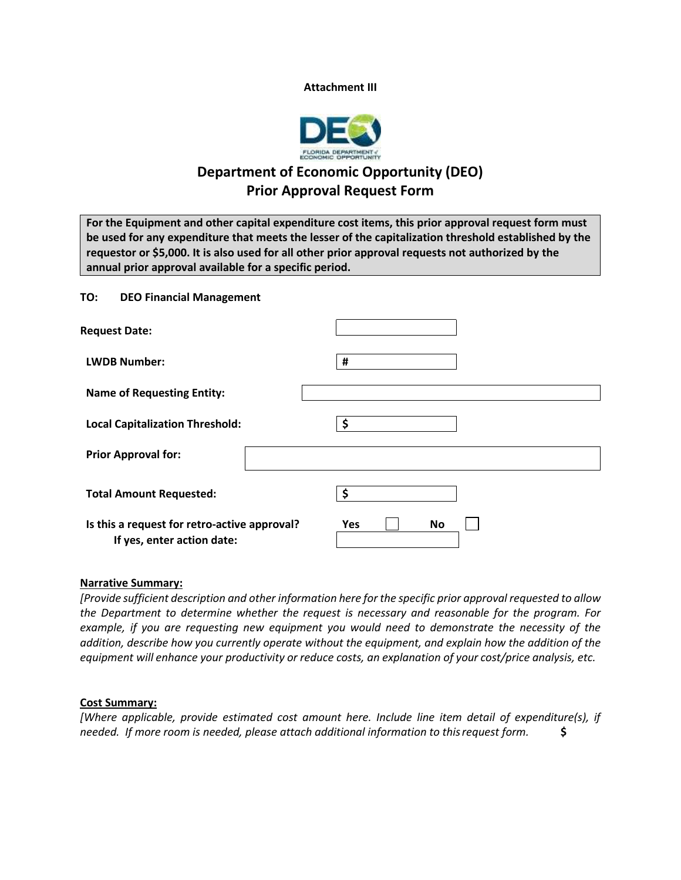**Attachment III**

# Department of Economic Opportunity (DEO)
## Prior Approval Request Form

**For the Equipment and other capital expenditure cost items, this prior approval request form must be used for any expenditure that meets the lesser of the capitalization threshold established by the requestor or $5,000. It is also used for all other prior approval requests not authorized by the annual prior approval available for a specific period.**

**TO: DEO Financial Management**

**Request Date:**

**LWDB Number:** #

**Name of Requesting Entity:**

**Local Capitalization Threshold:** $

**Prior Approval for:**

**Total Amount Requested:** $

**Is this a request for retro-active approval?** Yes ☐ No ☐
**If yes, enter action date:**

**Narrative Summary:**

*[Provide sufficient description and other information here for the specific prior approval requested to allow the Department to determine whether the request is necessary and reasonable for the program. For example, if you are requesting new equipment you would need to demonstrate the necessity of the addition, describe how you currently operate without the equipment, and explain how the addition of the equipment will enhance your productivity or reduce costs, an explanation of your cost/price analysis, etc.*

**Cost Summary:**

*[Where applicable, provide estimated cost amount here. Include line item detail of expenditure(s), if needed. If more room is needed, please attach additional information to this request form.* **$**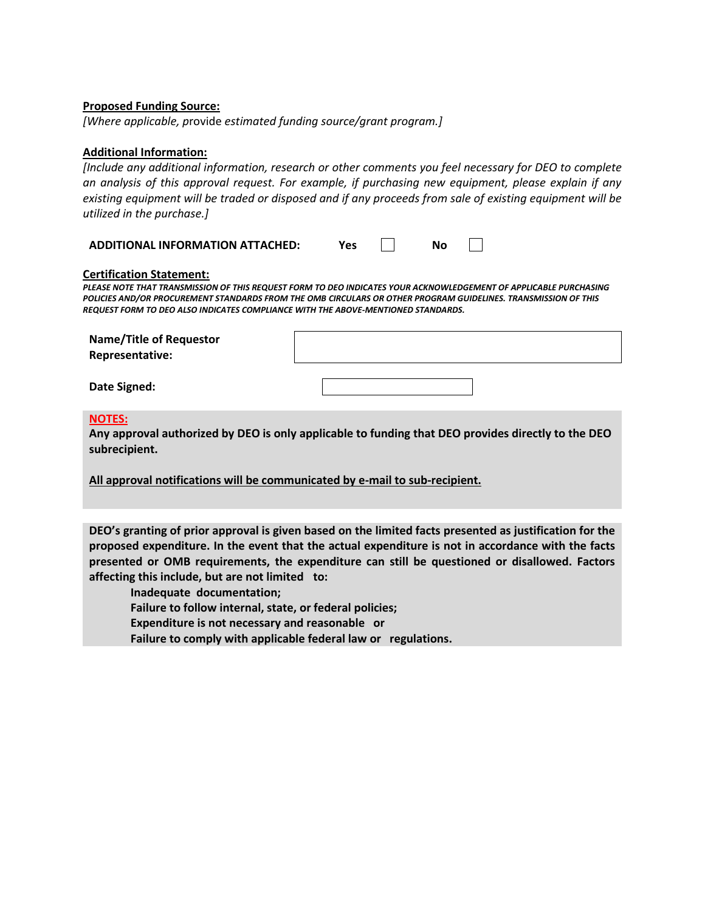**Proposed Funding Source:**

*[Where applicable,* provide *estimated funding source/grant program.]*

**Additional Information:**

*[Include any additional information, research or other comments you feel necessary for DEO to complete an analysis of this approval request. For example, if purchasing new equipment, please explain if any existing equipment will be traded or disposed and if any proceeds from sale of existing equipment will be utilized in the purchase.]*

**ADDITIONAL INFORMATION ATTACHED:** **Yes** ☐ **No** ☐

**Certification Statement:**

***PLEASE NOTE THAT TRANSMISSION OF THIS REQUEST FORM TO DEO INDICATES YOUR ACKNOWLEDGEMENT OF APPLICABLE PURCHASING POLICIES AND/OR PROCUREMENT STANDARDS FROM THE OMB CIRCULARS OR OTHER PROGRAM GUIDELINES. TRANSMISSION OF THIS REQUEST FORM TO DEO ALSO INDICATES COMPLIANCE WITH THE ABOVE-MENTIONED STANDARDS.***

| | |
|---|---|
| **Name/Title of Requestor Representative:** | |
| **Date Signed:** | |

**NOTES:**

**Any approval authorized by DEO is only applicable to funding that DEO provides directly to the DEO subrecipient.**

**All approval notifications will be communicated by e-mail to sub-recipient.**

**DEO's granting of prior approval is given based on the limited facts presented as justification for the proposed expenditure. In the event that the actual expenditure is not in accordance with the facts presented or OMB requirements, the expenditure can still be questioned or disallowed. Factors affecting this include, but are not limited to:**

**Inadequate documentation;**
**Failure to follow internal, state, or federal policies;**
**Expenditure is not necessary and reasonable or**
**Failure to comply with applicable federal law or regulations.**